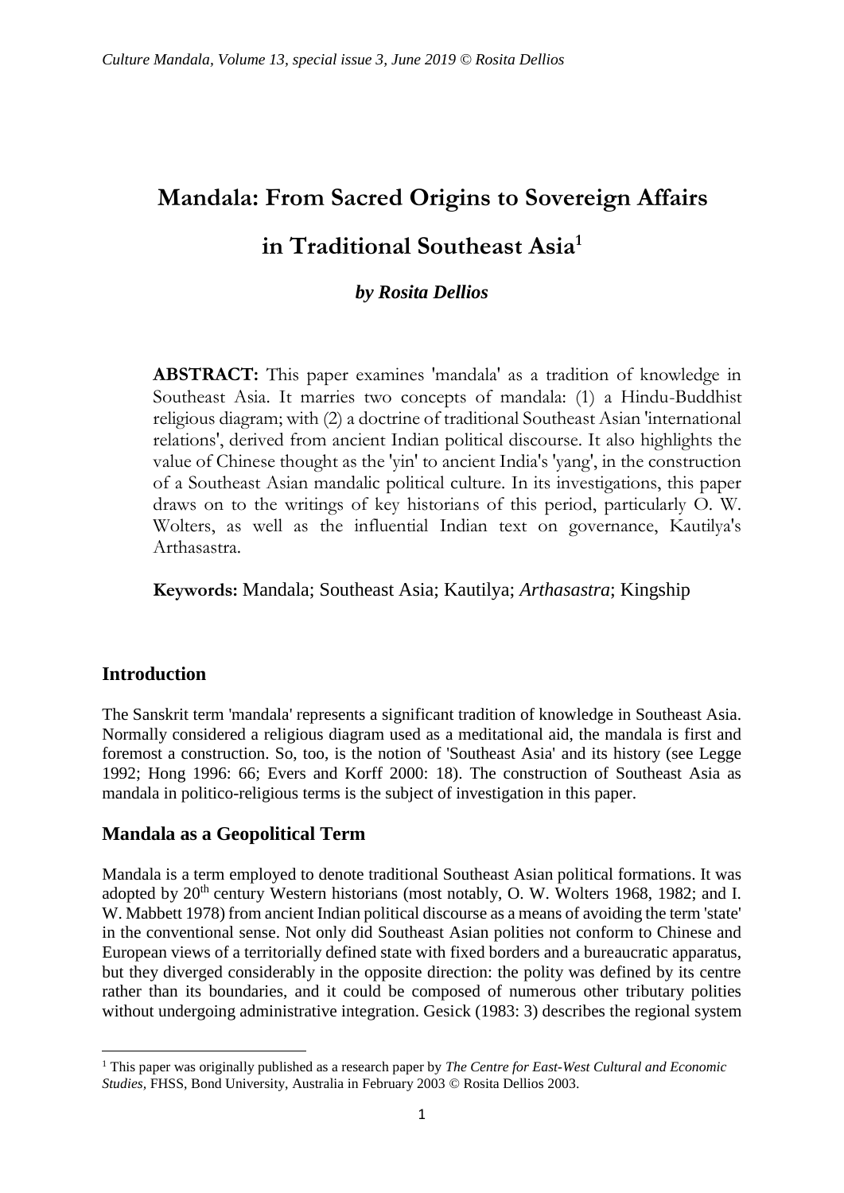# Mandala: From Sacred Origins to Sovereign Affairs in Traditional Southeast Asia[1]

***by Rosita Dellios***

**ABSTRACT:** This paper examines 'mandala' as a tradition of knowledge in Southeast Asia. It marries two concepts of mandala: (1) a Hindu-Buddhist religious diagram; with (2) a doctrine of traditional Southeast Asian 'international relations', derived from ancient Indian political discourse. It also highlights the value of Chinese thought as the 'yin' to ancient India's 'yang', in the construction of a Southeast Asian mandalic political culture. In its investigations, this paper draws on to the writings of key historians of this period, particularly O. W. Wolters, as well as the influential Indian text on governance, Kautilya's Arthasastra.

**Keywords:** Mandala; Southeast Asia; Kautilya; *Arthasastra*; Kingship

## Introduction

The Sanskrit term 'mandala' represents a significant tradition of knowledge in Southeast Asia. Normally considered a religious diagram used as a meditational aid, the mandala is first and foremost a construction. So, too, is the notion of 'Southeast Asia' and its history (see Legge 1992; Hong 1996: 66; Evers and Korff 2000: 18). The construction of Southeast Asia as mandala in politico-religious terms is the subject of investigation in this paper.

## Mandala as a Geopolitical Term

Mandala is a term employed to denote traditional Southeast Asian political formations. It was adopted by 20th century Western historians (most notably, O. W. Wolters 1968, 1982; and I. W. Mabbett 1978) from ancient Indian political discourse as a means of avoiding the term 'state' in the conventional sense. Not only did Southeast Asian polities not conform to Chinese and European views of a territorially defined state with fixed borders and a bureaucratic apparatus, but they diverged considerably in the opposite direction: the polity was defined by its centre rather than its boundaries, and it could be composed of numerous other tributary polities without undergoing administrative integration. Gesick (1983: 3) describes the regional system

[1] This paper was originally published as a research paper by *The Centre for East-West Cultural and Economic Studies*, FHSS, Bond University, Australia in February 2003 © Rosita Dellios 2003.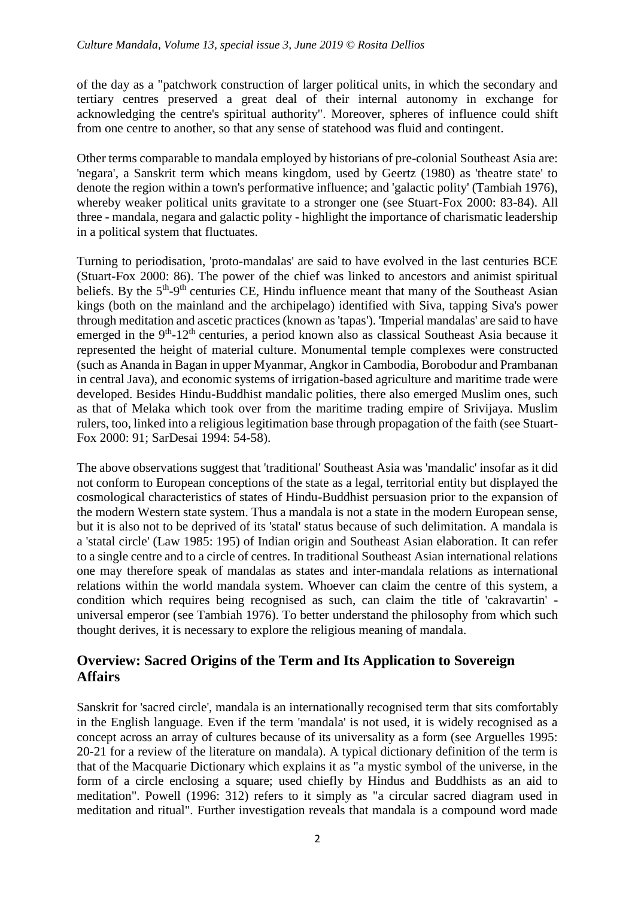of the day as a "patchwork construction of larger political units, in which the secondary and tertiary centres preserved a great deal of their internal autonomy in exchange for acknowledging the centre's spiritual authority". Moreover, spheres of influence could shift from one centre to another, so that any sense of statehood was fluid and contingent.

Other terms comparable to mandala employed by historians of pre-colonial Southeast Asia are: 'negara', a Sanskrit term which means kingdom, used by Geertz (1980) as 'theatre state' to denote the region within a town's performative influence; and 'galactic polity' (Tambiah 1976), whereby weaker political units gravitate to a stronger one (see Stuart-Fox 2000: 83-84). All three - mandala, negara and galactic polity - highlight the importance of charismatic leadership in a political system that fluctuates.

Turning to periodisation, 'proto-mandalas' are said to have evolved in the last centuries BCE (Stuart-Fox 2000: 86). The power of the chief was linked to ancestors and animist spiritual beliefs. By the 5th-9th centuries CE, Hindu influence meant that many of the Southeast Asian kings (both on the mainland and the archipelago) identified with Siva, tapping Siva's power through meditation and ascetic practices (known as 'tapas'). 'Imperial mandalas' are said to have emerged in the 9th-12th centuries, a period known also as classical Southeast Asia because it represented the height of material culture. Monumental temple complexes were constructed (such as Ananda in Bagan in upper Myanmar, Angkor in Cambodia, Borobudur and Prambanan in central Java), and economic systems of irrigation-based agriculture and maritime trade were developed. Besides Hindu-Buddhist mandalic polities, there also emerged Muslim ones, such as that of Melaka which took over from the maritime trading empire of Srivijaya. Muslim rulers, too, linked into a religious legitimation base through propagation of the faith (see Stuart-Fox 2000: 91; SarDesai 1994: 54-58).

The above observations suggest that 'traditional' Southeast Asia was 'mandalic' insofar as it did not conform to European conceptions of the state as a legal, territorial entity but displayed the cosmological characteristics of states of Hindu-Buddhist persuasion prior to the expansion of the modern Western state system. Thus a mandala is not a state in the modern European sense, but it is also not to be deprived of its 'statal' status because of such delimitation. A mandala is a 'statal circle' (Law 1985: 195) of Indian origin and Southeast Asian elaboration. It can refer to a single centre and to a circle of centres. In traditional Southeast Asian international relations one may therefore speak of mandalas as states and inter-mandala relations as international relations within the world mandala system. Whoever can claim the centre of this system, a condition which requires being recognised as such, can claim the title of 'cakravartin' - universal emperor (see Tambiah 1976). To better understand the philosophy from which such thought derives, it is necessary to explore the religious meaning of mandala.

## Overview: Sacred Origins of the Term and Its Application to Sovereign Affairs

Sanskrit for 'sacred circle', mandala is an internationally recognised term that sits comfortably in the English language. Even if the term 'mandala' is not used, it is widely recognised as a concept across an array of cultures because of its universality as a form (see Arguelles 1995: 20-21 for a review of the literature on mandala). A typical dictionary definition of the term is that of the Macquarie Dictionary which explains it as "a mystic symbol of the universe, in the form of a circle enclosing a square; used chiefly by Hindus and Buddhists as an aid to meditation". Powell (1996: 312) refers to it simply as "a circular sacred diagram used in meditation and ritual". Further investigation reveals that mandala is a compound word made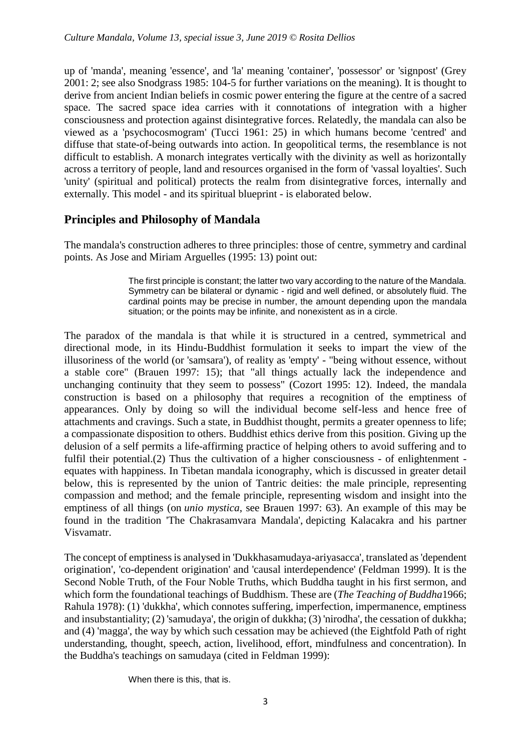up of 'manda', meaning 'essence', and 'la' meaning 'container', 'possessor' or 'signpost' (Grey 2001: 2; see also Snodgrass 1985: 104-5 for further variations on the meaning). It is thought to derive from ancient Indian beliefs in cosmic power entering the figure at the centre of a sacred space. The sacred space idea carries with it connotations of integration with a higher consciousness and protection against disintegrative forces. Relatedly, the mandala can also be viewed as a 'psychocosmogram' (Tucci 1961: 25) in which humans become 'centred' and diffuse that state-of-being outwards into action. In geopolitical terms, the resemblance is not difficult to establish. A monarch integrates vertically with the divinity as well as horizontally across a territory of people, land and resources organised in the form of 'vassal loyalties'. Such 'unity' (spiritual and political) protects the realm from disintegrative forces, internally and externally. This model - and its spiritual blueprint - is elaborated below.

## Principles and Philosophy of Mandala

The mandala's construction adheres to three principles: those of centre, symmetry and cardinal points. As Jose and Miriam Arguelles (1995: 13) point out:

> The first principle is constant; the latter two vary according to the nature of the Mandala. Symmetry can be bilateral or dynamic - rigid and well defined, or absolutely fluid. The cardinal points may be precise in number, the amount depending upon the mandala situation; or the points may be infinite, and nonexistent as in a circle.

The paradox of the mandala is that while it is structured in a centred, symmetrical and directional mode, in its Hindu-Buddhist formulation it seeks to impart the view of the illusoriness of the world (or 'samsara'), of reality as 'empty' - "being without essence, without a stable core" (Brauen 1997: 15); that "all things actually lack the independence and unchanging continuity that they seem to possess" (Cozort 1995: 12). Indeed, the mandala construction is based on a philosophy that requires a recognition of the emptiness of appearances. Only by doing so will the individual become self-less and hence free of attachments and cravings. Such a state, in Buddhist thought, permits a greater openness to life; a compassionate disposition to others. Buddhist ethics derive from this position. Giving up the delusion of a self permits a life-affirming practice of helping others to avoid suffering and to fulfil their potential.(2) Thus the cultivation of a higher consciousness - of enlightenment - equates with happiness. In Tibetan mandala iconography, which is discussed in greater detail below, this is represented by the union of Tantric deities: the male principle, representing compassion and method; and the female principle, representing wisdom and insight into the emptiness of all things (on *unio mystica*, see Brauen 1997: 63). An example of this may be found in the tradition 'The Chakrasamvara Mandala', depicting Kalacakra and his partner Visvamatr.

The concept of emptiness is analysed in 'Dukkhasamudaya-ariyasacca', translated as 'dependent origination', 'co-dependent origination' and 'causal interdependence' (Feldman 1999). It is the Second Noble Truth, of the Four Noble Truths, which Buddha taught in his first sermon, and which form the foundational teachings of Buddhism. These are (*The Teaching of Buddha*1966; Rahula 1978): (1) 'dukkha', which connotes suffering, imperfection, impermanence, emptiness and insubstantiality; (2) 'samudaya', the origin of dukkha; (3) 'nirodha', the cessation of dukkha; and (4) 'magga', the way by which such cessation may be achieved (the Eightfold Path of right understanding, thought, speech, action, livelihood, effort, mindfulness and concentration). In the Buddha's teachings on samudaya (cited in Feldman 1999):

> When there is this, that is.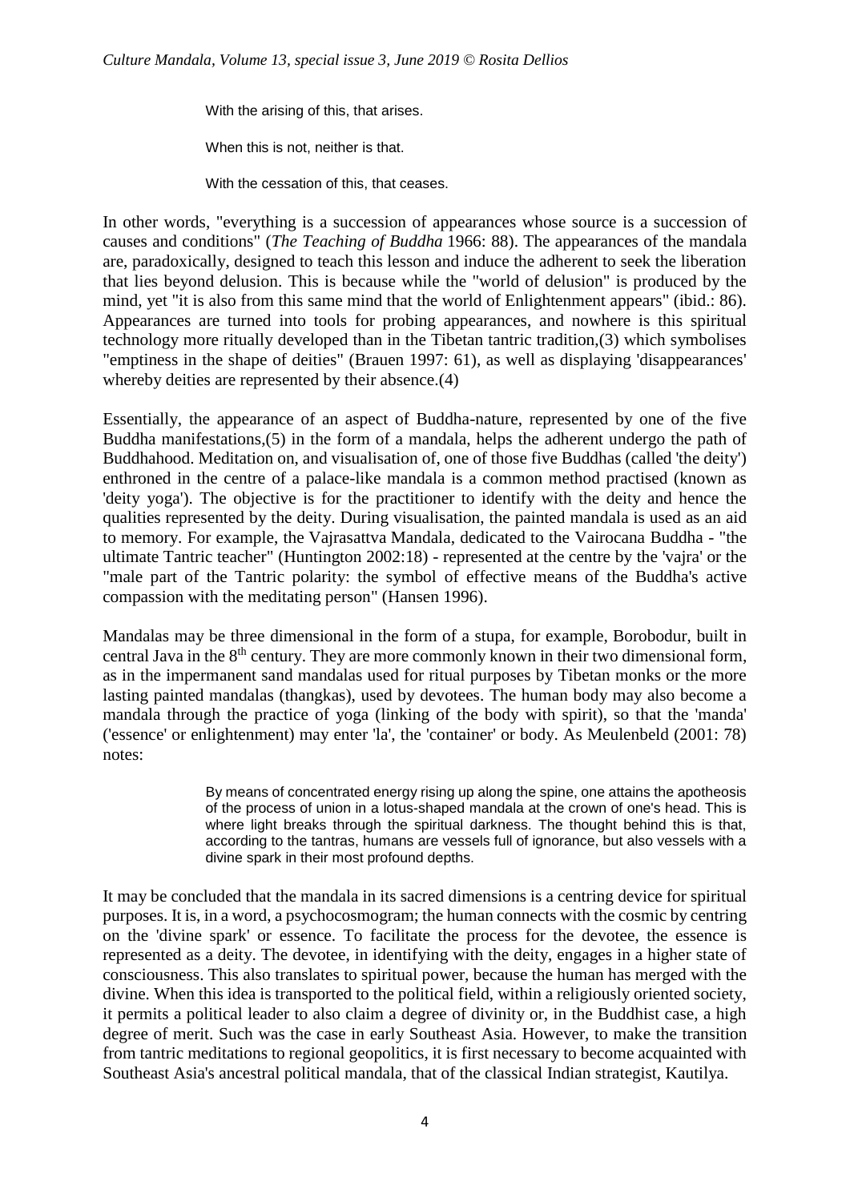> With the arising of this, that arises.
>
> When this is not, neither is that.
>
> With the cessation of this, that ceases.

In other words, "everything is a succession of appearances whose source is a succession of causes and conditions" (*The Teaching of Buddha* 1966: 88). The appearances of the mandala are, paradoxically, designed to teach this lesson and induce the adherent to seek the liberation that lies beyond delusion. This is because while the "world of delusion" is produced by the mind, yet "it is also from this same mind that the world of Enlightenment appears" (ibid.: 86). Appearances are turned into tools for probing appearances, and nowhere is this spiritual technology more ritually developed than in the Tibetan tantric tradition,(3) which symbolises "emptiness in the shape of deities" (Brauen 1997: 61), as well as displaying 'disappearances' whereby deities are represented by their absence.(4)

Essentially, the appearance of an aspect of Buddha-nature, represented by one of the five Buddha manifestations,(5) in the form of a mandala, helps the adherent undergo the path of Buddhahood. Meditation on, and visualisation of, one of those five Buddhas (called 'the deity') enthroned in the centre of a palace-like mandala is a common method practised (known as 'deity yoga'). The objective is for the practitioner to identify with the deity and hence the qualities represented by the deity. During visualisation, the painted mandala is used as an aid to memory. For example, the Vajrasattva Mandala, dedicated to the Vairocana Buddha - "the ultimate Tantric teacher" (Huntington 2002:18) - represented at the centre by the 'vajra' or the "male part of the Tantric polarity: the symbol of effective means of the Buddha's active compassion with the meditating person" (Hansen 1996).

Mandalas may be three dimensional in the form of a stupa, for example, Borobodur, built in central Java in the 8th century. They are more commonly known in their two dimensional form, as in the impermanent sand mandalas used for ritual purposes by Tibetan monks or the more lasting painted mandalas (thangkas), used by devotees. The human body may also become a mandala through the practice of yoga (linking of the body with spirit), so that the 'manda' ('essence' or enlightenment) may enter 'la', the 'container' or body. As Meulenbeld (2001: 78) notes:

> By means of concentrated energy rising up along the spine, one attains the apotheosis of the process of union in a lotus-shaped mandala at the crown of one's head. This is where light breaks through the spiritual darkness. The thought behind this is that, according to the tantras, humans are vessels full of ignorance, but also vessels with a divine spark in their most profound depths.

It may be concluded that the mandala in its sacred dimensions is a centring device for spiritual purposes. It is, in a word, a psychocosmogram; the human connects with the cosmic by centring on the 'divine spark' or essence. To facilitate the process for the devotee, the essence is represented as a deity. The devotee, in identifying with the deity, engages in a higher state of consciousness. This also translates to spiritual power, because the human has merged with the divine. When this idea is transported to the political field, within a religiously oriented society, it permits a political leader to also claim a degree of divinity or, in the Buddhist case, a high degree of merit. Such was the case in early Southeast Asia. However, to make the transition from tantric meditations to regional geopolitics, it is first necessary to become acquainted with Southeast Asia's ancestral political mandala, that of the classical Indian strategist, Kautilya.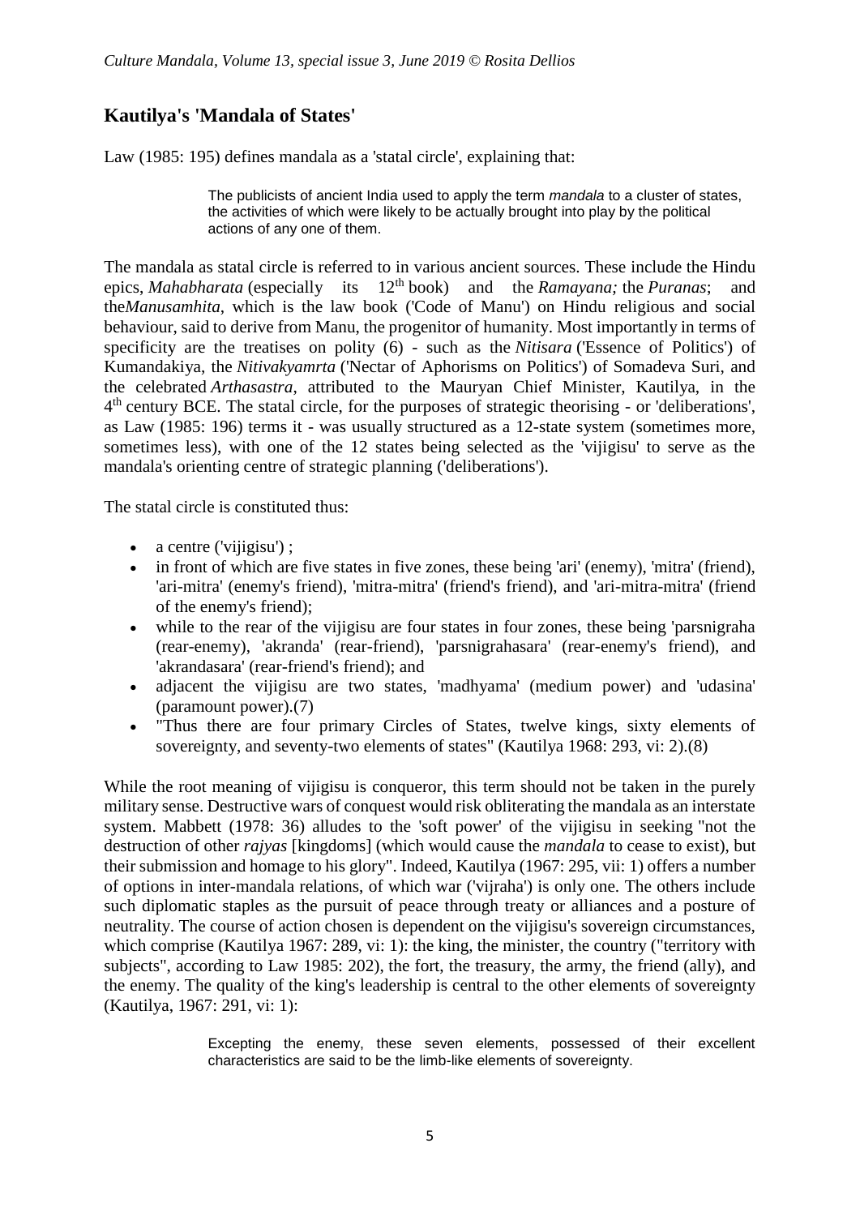## Kautilya's 'Mandala of States'

Law (1985: 195) defines mandala as a 'statal circle', explaining that:

> The publicists of ancient India used to apply the term *mandala* to a cluster of states, the activities of which were likely to be actually brought into play by the political actions of any one of them.

The mandala as statal circle is referred to in various ancient sources. These include the Hindu epics, *Mahabharata* (especially its 12th book) and the *Ramayana;* the *Puranas*; and the*Manusamhita*, which is the law book ('Code of Manu') on Hindu religious and social behaviour, said to derive from Manu, the progenitor of humanity. Most importantly in terms of specificity are the treatises on polity (6) - such as the *Nitisara* ('Essence of Politics') of Kumandakiya, the *Nitivakyamrta* ('Nectar of Aphorisms on Politics') of Somadeva Suri, and the celebrated *Arthasastra*, attributed to the Mauryan Chief Minister, Kautilya, in the 4th century BCE. The statal circle, for the purposes of strategic theorising - or 'deliberations', as Law (1985: 196) terms it - was usually structured as a 12-state system (sometimes more, sometimes less), with one of the 12 states being selected as the 'vijigisu' to serve as the mandala's orienting centre of strategic planning ('deliberations').

The statal circle is constituted thus:

- a centre ('vijigisu') ;
- in front of which are five states in five zones, these being 'ari' (enemy), 'mitra' (friend), 'ari-mitra' (enemy's friend), 'mitra-mitra' (friend's friend), and 'ari-mitra-mitra' (friend of the enemy's friend);
- while to the rear of the vijigisu are four states in four zones, these being 'parsnigraha (rear-enemy), 'akranda' (rear-friend), 'parsnigrahasara' (rear-enemy's friend), and 'akrandasara' (rear-friend's friend); and
- adjacent the vijigisu are two states, 'madhyama' (medium power) and 'udasina' (paramount power).(7)
- "Thus there are four primary Circles of States, twelve kings, sixty elements of sovereignty, and seventy-two elements of states" (Kautilya 1968: 293, vi: 2).(8)

While the root meaning of vijigisu is conqueror, this term should not be taken in the purely military sense. Destructive wars of conquest would risk obliterating the mandala as an interstate system. Mabbett (1978: 36) alludes to the 'soft power' of the vijigisu in seeking "not the destruction of other *rajyas* [kingdoms] (which would cause the *mandala* to cease to exist), but their submission and homage to his glory". Indeed, Kautilya (1967: 295, vii: 1) offers a number of options in inter-mandala relations, of which war ('vijraha') is only one. The others include such diplomatic staples as the pursuit of peace through treaty or alliances and a posture of neutrality. The course of action chosen is dependent on the vijigisu's sovereign circumstances, which comprise (Kautilya 1967: 289, vi: 1): the king, the minister, the country ("territory with subjects", according to Law 1985: 202), the fort, the treasury, the army, the friend (ally), and the enemy. The quality of the king's leadership is central to the other elements of sovereignty (Kautilya, 1967: 291, vi: 1):

> Excepting the enemy, these seven elements, possessed of their excellent characteristics are said to be the limb-like elements of sovereignty.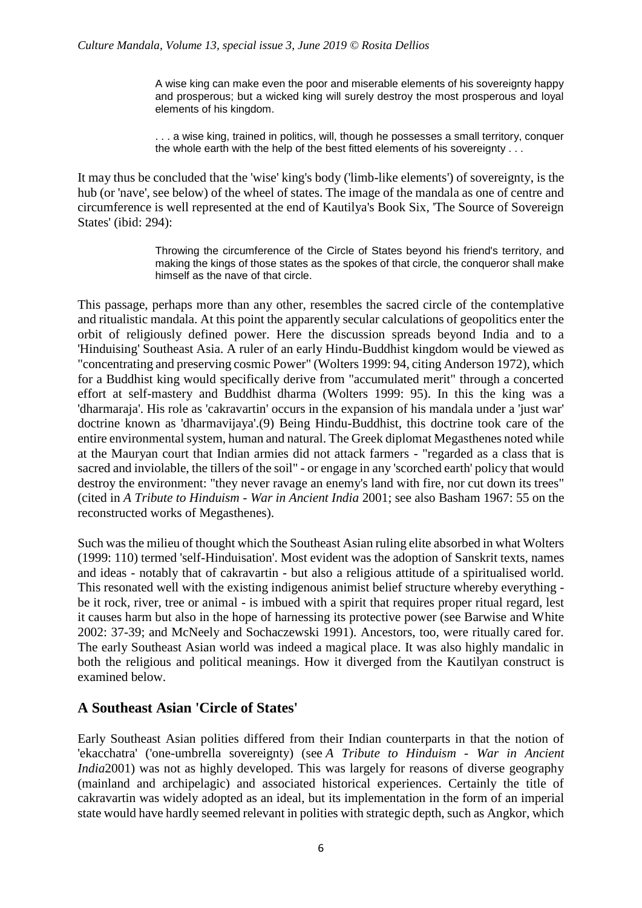> A wise king can make even the poor and miserable elements of his sovereignty happy and prosperous; but a wicked king will surely destroy the most prosperous and loyal elements of his kingdom.
>
> . . . a wise king, trained in politics, will, though he possesses a small territory, conquer the whole earth with the help of the best fitted elements of his sovereignty . . .

It may thus be concluded that the 'wise' king's body ('limb-like elements') of sovereignty, is the hub (or 'nave', see below) of the wheel of states. The image of the mandala as one of centre and circumference is well represented at the end of Kautilya's Book Six, 'The Source of Sovereign States' (ibid: 294):

> Throwing the circumference of the Circle of States beyond his friend's territory, and making the kings of those states as the spokes of that circle, the conqueror shall make himself as the nave of that circle.

This passage, perhaps more than any other, resembles the sacred circle of the contemplative and ritualistic mandala. At this point the apparently secular calculations of geopolitics enter the orbit of religiously defined power. Here the discussion spreads beyond India and to a 'Hinduising' Southeast Asia. A ruler of an early Hindu-Buddhist kingdom would be viewed as "concentrating and preserving cosmic Power" (Wolters 1999: 94, citing Anderson 1972), which for a Buddhist king would specifically derive from "accumulated merit" through a concerted effort at self-mastery and Buddhist dharma (Wolters 1999: 95). In this the king was a 'dharmaraja'. His role as 'cakravartin' occurs in the expansion of his mandala under a 'just war' doctrine known as 'dharmavijaya'.(9) Being Hindu-Buddhist, this doctrine took care of the entire environmental system, human and natural. The Greek diplomat Megasthenes noted while at the Mauryan court that Indian armies did not attack farmers - "regarded as a class that is sacred and inviolable, the tillers of the soil" - or engage in any 'scorched earth' policy that would destroy the environment: "they never ravage an enemy's land with fire, nor cut down its trees" (cited in *A Tribute to Hinduism - War in Ancient India* 2001; see also Basham 1967: 55 on the reconstructed works of Megasthenes).

Such was the milieu of thought which the Southeast Asian ruling elite absorbed in what Wolters (1999: 110) termed 'self-Hinduisation'. Most evident was the adoption of Sanskrit texts, names and ideas - notably that of cakravartin - but also a religious attitude of a spiritualised world. This resonated well with the existing indigenous animist belief structure whereby everything - be it rock, river, tree or animal - is imbued with a spirit that requires proper ritual regard, lest it causes harm but also in the hope of harnessing its protective power (see Barwise and White 2002: 37-39; and McNeely and Sochaczewski 1991). Ancestors, too, were ritually cared for. The early Southeast Asian world was indeed a magical place. It was also highly mandalic in both the religious and political meanings. How it diverged from the Kautilyan construct is examined below.

## A Southeast Asian 'Circle of States'

Early Southeast Asian polities differed from their Indian counterparts in that the notion of 'ekacchatra' ('one-umbrella sovereignty) (see *A Tribute to Hinduism - War in Ancient India*2001) was not as highly developed. This was largely for reasons of diverse geography (mainland and archipelagic) and associated historical experiences. Certainly the title of cakravartin was widely adopted as an ideal, but its implementation in the form of an imperial state would have hardly seemed relevant in polities with strategic depth, such as Angkor, which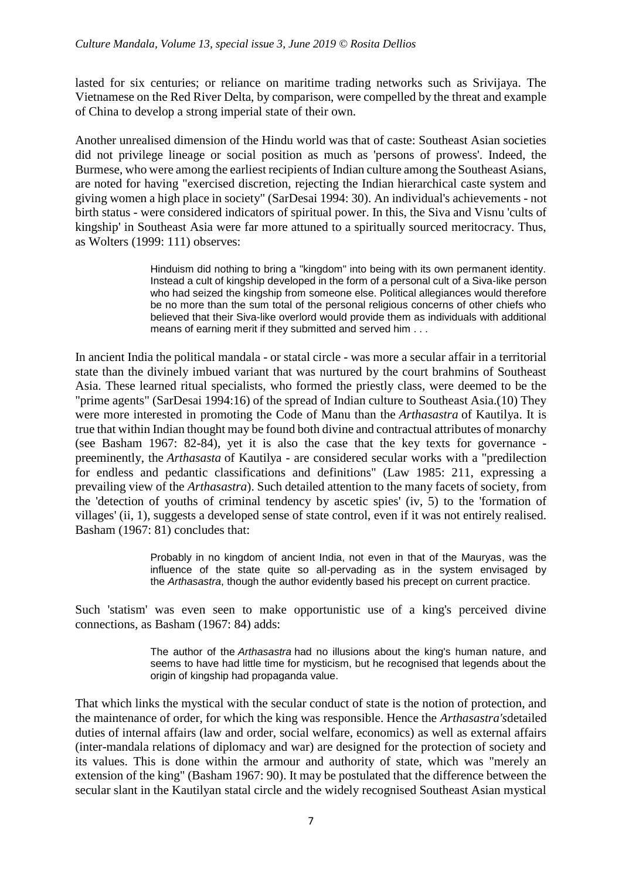lasted for six centuries; or reliance on maritime trading networks such as Srivijaya. The Vietnamese on the Red River Delta, by comparison, were compelled by the threat and example of China to develop a strong imperial state of their own.

Another unrealised dimension of the Hindu world was that of caste: Southeast Asian societies did not privilege lineage or social position as much as 'persons of prowess'. Indeed, the Burmese, who were among the earliest recipients of Indian culture among the Southeast Asians, are noted for having "exercised discretion, rejecting the Indian hierarchical caste system and giving women a high place in society" (SarDesai 1994: 30). An individual's achievements - not birth status - were considered indicators of spiritual power. In this, the Siva and Visnu 'cults of kingship' in Southeast Asia were far more attuned to a spiritually sourced meritocracy. Thus, as Wolters (1999: 111) observes:

> Hinduism did nothing to bring a "kingdom" into being with its own permanent identity. Instead a cult of kingship developed in the form of a personal cult of a Siva-like person who had seized the kingship from someone else. Political allegiances would therefore be no more than the sum total of the personal religious concerns of other chiefs who believed that their Siva-like overlord would provide them as individuals with additional means of earning merit if they submitted and served him . . .

In ancient India the political mandala - or statal circle - was more a secular affair in a territorial state than the divinely imbued variant that was nurtured by the court brahmins of Southeast Asia. These learned ritual specialists, who formed the priestly class, were deemed to be the "prime agents" (SarDesai 1994:16) of the spread of Indian culture to Southeast Asia.(10) They were more interested in promoting the Code of Manu than the *Arthasastra* of Kautilya. It is true that within Indian thought may be found both divine and contractual attributes of monarchy (see Basham 1967: 82-84), yet it is also the case that the key texts for governance - preeminently, the *Arthasasta* of Kautilya - are considered secular works with a "predilection for endless and pedantic classifications and definitions" (Law 1985: 211, expressing a prevailing view of the *Arthasastra*). Such detailed attention to the many facets of society, from the 'detection of youths of criminal tendency by ascetic spies' (iv, 5) to the 'formation of villages' (ii, 1), suggests a developed sense of state control, even if it was not entirely realised. Basham (1967: 81) concludes that:

> Probably in no kingdom of ancient India, not even in that of the Mauryas, was the influence of the state quite so all-pervading as in the system envisaged by the *Arthasastra*, though the author evidently based his precept on current practice.

Such 'statism' was even seen to make opportunistic use of a king's perceived divine connections, as Basham (1967: 84) adds:

> The author of the *Arthasastra* had no illusions about the king's human nature, and seems to have had little time for mysticism, but he recognised that legends about the origin of kingship had propaganda value.

That which links the mystical with the secular conduct of state is the notion of protection, and the maintenance of order, for which the king was responsible. Hence the *Arthasastra's*detailed duties of internal affairs (law and order, social welfare, economics) as well as external affairs (inter-mandala relations of diplomacy and war) are designed for the protection of society and its values. This is done within the armour and authority of state, which was "merely an extension of the king" (Basham 1967: 90). It may be postulated that the difference between the secular slant in the Kautilyan statal circle and the widely recognised Southeast Asian mystical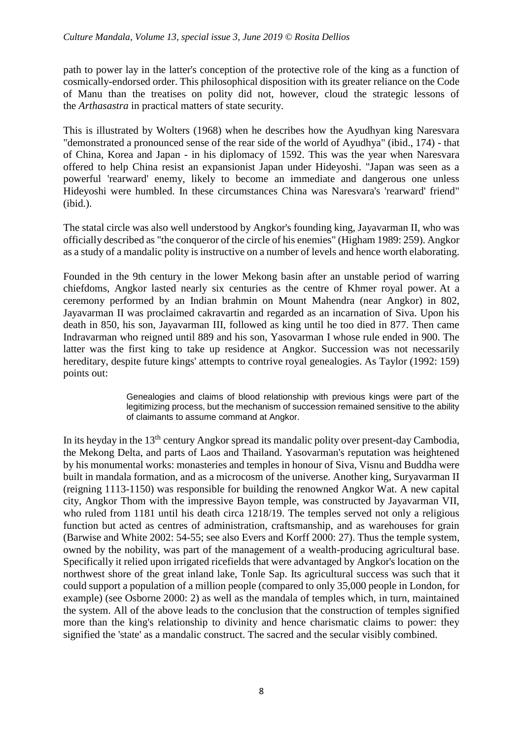path to power lay in the latter's conception of the protective role of the king as a function of cosmically-endorsed order. This philosophical disposition with its greater reliance on the Code of Manu than the treatises on polity did not, however, cloud the strategic lessons of the *Arthasastra* in practical matters of state security.

This is illustrated by Wolters (1968) when he describes how the Ayudhyan king Naresvara "demonstrated a pronounced sense of the rear side of the world of Ayudhya" (ibid., 174) - that of China, Korea and Japan - in his diplomacy of 1592. This was the year when Naresvara offered to help China resist an expansionist Japan under Hideyoshi. "Japan was seen as a powerful 'rearward' enemy, likely to become an immediate and dangerous one unless Hideyoshi were humbled. In these circumstances China was Naresvara's 'rearward' friend" (ibid.).

The statal circle was also well understood by Angkor's founding king, Jayavarman II, who was officially described as "the conqueror of the circle of his enemies" (Higham 1989: 259). Angkor as a study of a mandalic polity is instructive on a number of levels and hence worth elaborating.

Founded in the 9th century in the lower Mekong basin after an unstable period of warring chiefdoms, Angkor lasted nearly six centuries as the centre of Khmer royal power. At a ceremony performed by an Indian brahmin on Mount Mahendra (near Angkor) in 802, Jayavarman II was proclaimed cakravartin and regarded as an incarnation of Siva. Upon his death in 850, his son, Jayavarman III, followed as king until he too died in 877. Then came Indravarman who reigned until 889 and his son, Yasovarman I whose rule ended in 900. The latter was the first king to take up residence at Angkor. Succession was not necessarily hereditary, despite future kings' attempts to contrive royal genealogies. As Taylor (1992: 159) points out:

> Genealogies and claims of blood relationship with previous kings were part of the legitimizing process, but the mechanism of succession remained sensitive to the ability of claimants to assume command at Angkor.

In its heyday in the 13th century Angkor spread its mandalic polity over present-day Cambodia, the Mekong Delta, and parts of Laos and Thailand. Yasovarman's reputation was heightened by his monumental works: monasteries and temples in honour of Siva, Visnu and Buddha were built in mandala formation, and as a microcosm of the universe. Another king, Suryavarman II (reigning 1113-1150) was responsible for building the renowned Angkor Wat. A new capital city, Angkor Thom with the impressive Bayon temple, was constructed by Jayavarman VII, who ruled from 1181 until his death circa 1218/19. The temples served not only a religious function but acted as centres of administration, craftsmanship, and as warehouses for grain (Barwise and White 2002: 54-55; see also Evers and Korff 2000: 27). Thus the temple system, owned by the nobility, was part of the management of a wealth-producing agricultural base. Specifically it relied upon irrigated ricefields that were advantaged by Angkor's location on the northwest shore of the great inland lake, Tonle Sap. Its agricultural success was such that it could support a population of a million people (compared to only 35,000 people in London, for example) (see Osborne 2000: 2) as well as the mandala of temples which, in turn, maintained the system. All of the above leads to the conclusion that the construction of temples signified more than the king's relationship to divinity and hence charismatic claims to power: they signified the 'state' as a mandalic construct. The sacred and the secular visibly combined.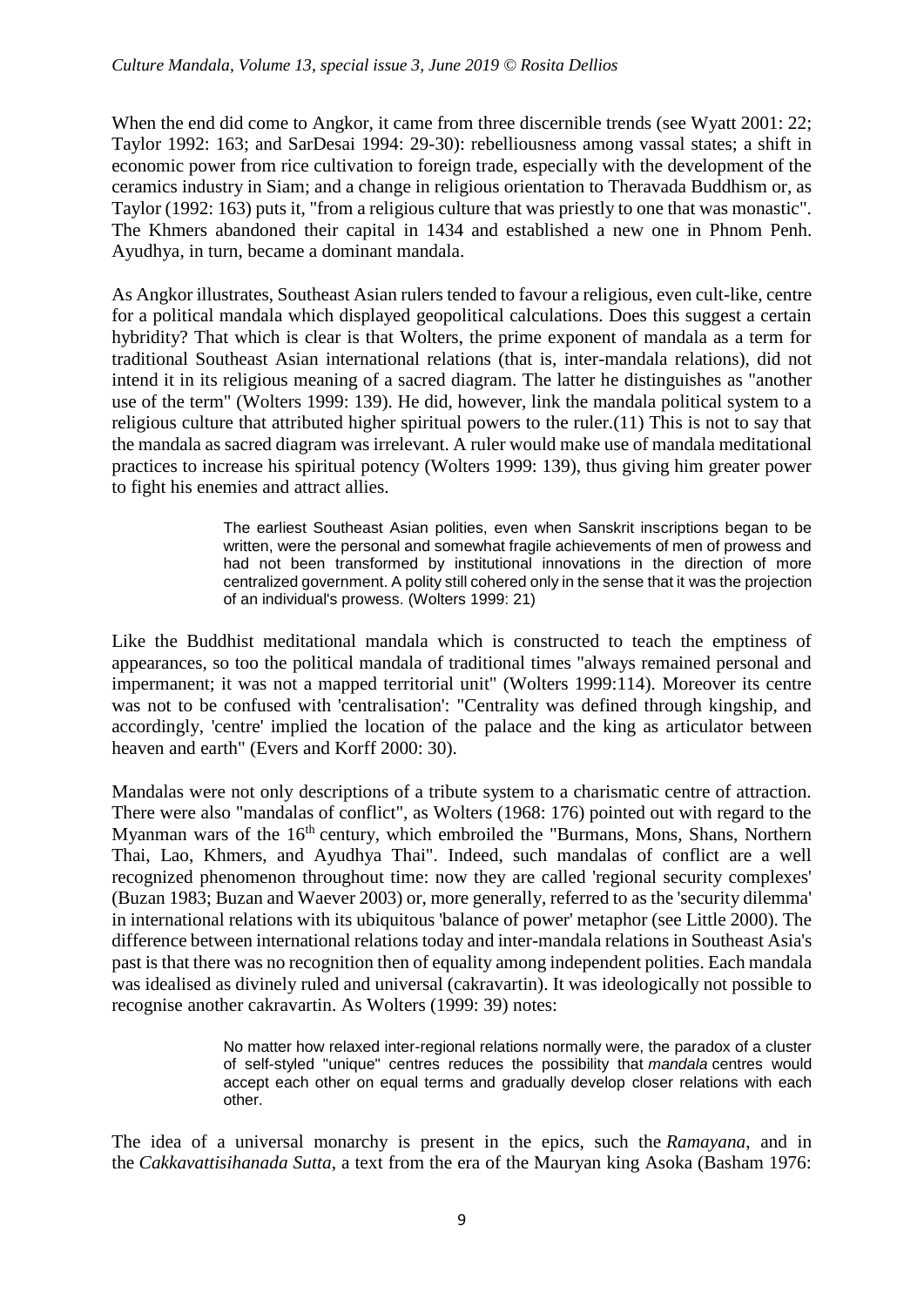When the end did come to Angkor, it came from three discernible trends (see Wyatt 2001: 22; Taylor 1992: 163; and SarDesai 1994: 29-30): rebelliousness among vassal states; a shift in economic power from rice cultivation to foreign trade, especially with the development of the ceramics industry in Siam; and a change in religious orientation to Theravada Buddhism or, as Taylor (1992: 163) puts it, "from a religious culture that was priestly to one that was monastic". The Khmers abandoned their capital in 1434 and established a new one in Phnom Penh. Ayudhya, in turn, became a dominant mandala.

As Angkor illustrates, Southeast Asian rulers tended to favour a religious, even cult-like, centre for a political mandala which displayed geopolitical calculations. Does this suggest a certain hybridity? That which is clear is that Wolters, the prime exponent of mandala as a term for traditional Southeast Asian international relations (that is, inter-mandala relations), did not intend it in its religious meaning of a sacred diagram. The latter he distinguishes as "another use of the term" (Wolters 1999: 139). He did, however, link the mandala political system to a religious culture that attributed higher spiritual powers to the ruler.(11) This is not to say that the mandala as sacred diagram was irrelevant. A ruler would make use of mandala meditational practices to increase his spiritual potency (Wolters 1999: 139), thus giving him greater power to fight his enemies and attract allies.

> The earliest Southeast Asian polities, even when Sanskrit inscriptions began to be written, were the personal and somewhat fragile achievements of men of prowess and had not been transformed by institutional innovations in the direction of more centralized government. A polity still cohered only in the sense that it was the projection of an individual's prowess. (Wolters 1999: 21)

Like the Buddhist meditational mandala which is constructed to teach the emptiness of appearances, so too the political mandala of traditional times "always remained personal and impermanent; it was not a mapped territorial unit" (Wolters 1999:114). Moreover its centre was not to be confused with 'centralisation': "Centrality was defined through kingship, and accordingly, 'centre' implied the location of the palace and the king as articulator between heaven and earth" (Evers and Korff 2000: 30).

Mandalas were not only descriptions of a tribute system to a charismatic centre of attraction. There were also "mandalas of conflict", as Wolters (1968: 176) pointed out with regard to the Myanman wars of the 16th century, which embroiled the "Burmans, Mons, Shans, Northern Thai, Lao, Khmers, and Ayudhya Thai". Indeed, such mandalas of conflict are a well recognized phenomenon throughout time: now they are called 'regional security complexes' (Buzan 1983; Buzan and Waever 2003) or, more generally, referred to as the 'security dilemma' in international relations with its ubiquitous 'balance of power' metaphor (see Little 2000). The difference between international relations today and inter-mandala relations in Southeast Asia's past is that there was no recognition then of equality among independent polities. Each mandala was idealised as divinely ruled and universal (cakravartin). It was ideologically not possible to recognise another cakravartin. As Wolters (1999: 39) notes:

> No matter how relaxed inter-regional relations normally were, the paradox of a cluster of self-styled "unique" centres reduces the possibility that *mandala* centres would accept each other on equal terms and gradually develop closer relations with each other.

The idea of a universal monarchy is present in the epics, such the *Ramayana*, and in the *Cakkavattisihanada Sutta*, a text from the era of the Mauryan king Asoka (Basham 1976: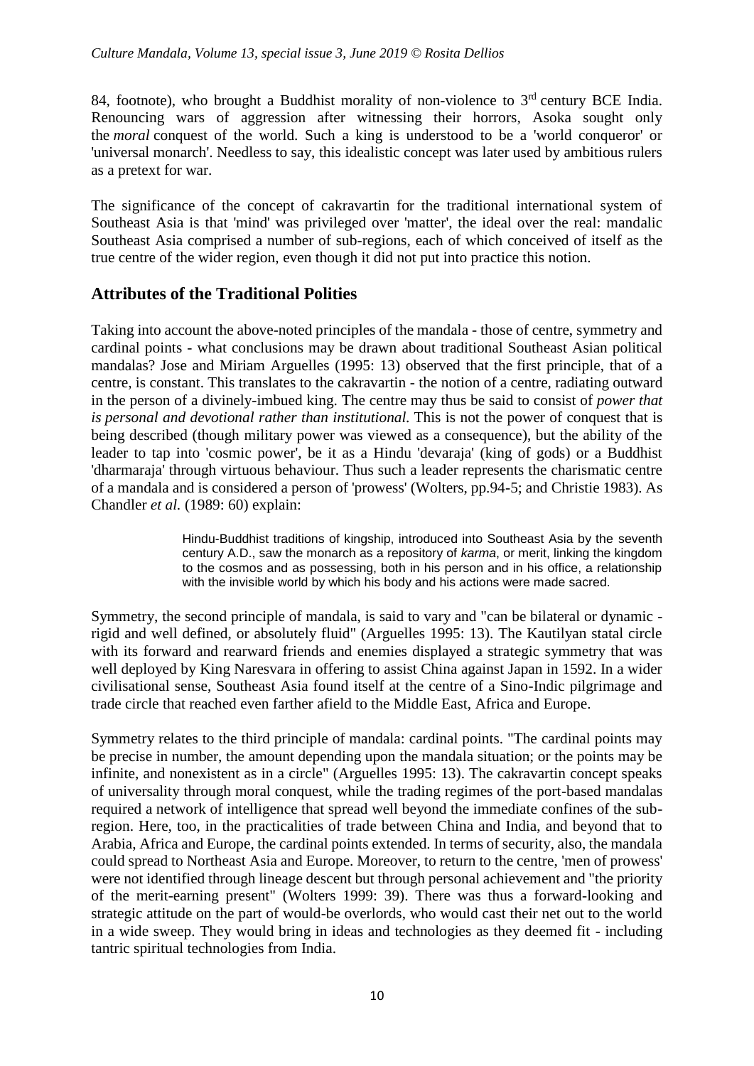84, footnote), who brought a Buddhist morality of non-violence to 3rd century BCE India. Renouncing wars of aggression after witnessing their horrors, Asoka sought only the *moral* conquest of the world. Such a king is understood to be a 'world conqueror' or 'universal monarch'. Needless to say, this idealistic concept was later used by ambitious rulers as a pretext for war.

The significance of the concept of cakravartin for the traditional international system of Southeast Asia is that 'mind' was privileged over 'matter', the ideal over the real: mandalic Southeast Asia comprised a number of sub-regions, each of which conceived of itself as the true centre of the wider region, even though it did not put into practice this notion.

## Attributes of the Traditional Polities

Taking into account the above-noted principles of the mandala - those of centre, symmetry and cardinal points - what conclusions may be drawn about traditional Southeast Asian political mandalas? Jose and Miriam Arguelles (1995: 13) observed that the first principle, that of a centre, is constant. This translates to the cakravartin - the notion of a centre, radiating outward in the person of a divinely-imbued king. The centre may thus be said to consist of *power that is personal and devotional rather than institutional.* This is not the power of conquest that is being described (though military power was viewed as a consequence), but the ability of the leader to tap into 'cosmic power', be it as a Hindu 'devaraja' (king of gods) or a Buddhist 'dharmaraja' through virtuous behaviour. Thus such a leader represents the charismatic centre of a mandala and is considered a person of 'prowess' (Wolters, pp.94-5; and Christie 1983). As Chandler *et al.* (1989: 60) explain:

> Hindu-Buddhist traditions of kingship, introduced into Southeast Asia by the seventh century A.D., saw the monarch as a repository of *karma*, or merit, linking the kingdom to the cosmos and as possessing, both in his person and in his office, a relationship with the invisible world by which his body and his actions were made sacred.

Symmetry, the second principle of mandala, is said to vary and "can be bilateral or dynamic - rigid and well defined, or absolutely fluid" (Arguelles 1995: 13). The Kautilyan statal circle with its forward and rearward friends and enemies displayed a strategic symmetry that was well deployed by King Naresvara in offering to assist China against Japan in 1592. In a wider civilisational sense, Southeast Asia found itself at the centre of a Sino-Indic pilgrimage and trade circle that reached even farther afield to the Middle East, Africa and Europe.

Symmetry relates to the third principle of mandala: cardinal points. "The cardinal points may be precise in number, the amount depending upon the mandala situation; or the points may be infinite, and nonexistent as in a circle" (Arguelles 1995: 13). The cakravartin concept speaks of universality through moral conquest, while the trading regimes of the port-based mandalas required a network of intelligence that spread well beyond the immediate confines of the sub-region. Here, too, in the practicalities of trade between China and India, and beyond that to Arabia, Africa and Europe, the cardinal points extended. In terms of security, also, the mandala could spread to Northeast Asia and Europe. Moreover, to return to the centre, 'men of prowess' were not identified through lineage descent but through personal achievement and "the priority of the merit-earning present" (Wolters 1999: 39). There was thus a forward-looking and strategic attitude on the part of would-be overlords, who would cast their net out to the world in a wide sweep. They would bring in ideas and technologies as they deemed fit - including tantric spiritual technologies from India.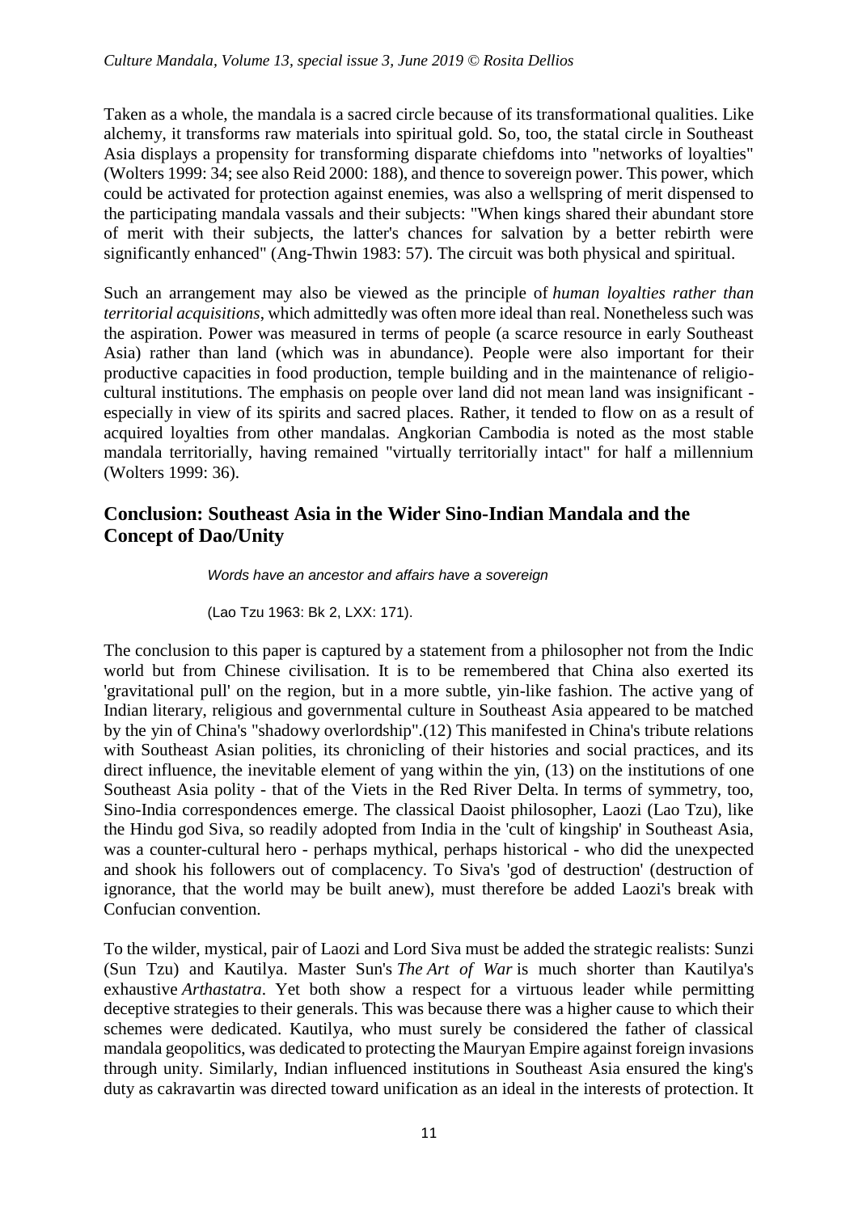Taken as a whole, the mandala is a sacred circle because of its transformational qualities. Like alchemy, it transforms raw materials into spiritual gold. So, too, the statal circle in Southeast Asia displays a propensity for transforming disparate chiefdoms into "networks of loyalties" (Wolters 1999: 34; see also Reid 2000: 188), and thence to sovereign power. This power, which could be activated for protection against enemies, was also a wellspring of merit dispensed to the participating mandala vassals and their subjects: "When kings shared their abundant store of merit with their subjects, the latter's chances for salvation by a better rebirth were significantly enhanced" (Ang-Thwin 1983: 57). The circuit was both physical and spiritual.

Such an arrangement may also be viewed as the principle of *human loyalties rather than territorial acquisitions*, which admittedly was often more ideal than real. Nonetheless such was the aspiration. Power was measured in terms of people (a scarce resource in early Southeast Asia) rather than land (which was in abundance). People were also important for their productive capacities in food production, temple building and in the maintenance of religio-cultural institutions. The emphasis on people over land did not mean land was insignificant - especially in view of its spirits and sacred places. Rather, it tended to flow on as a result of acquired loyalties from other mandalas. Angkorian Cambodia is noted as the most stable mandala territorially, having remained "virtually territorially intact" for half a millennium (Wolters 1999: 36).

## Conclusion: Southeast Asia in the Wider Sino-Indian Mandala and the Concept of Dao/Unity

> *Words have an ancestor and affairs have a sovereign*
>
> (Lao Tzu 1963: Bk 2, LXX: 171).

The conclusion to this paper is captured by a statement from a philosopher not from the Indic world but from Chinese civilisation. It is to be remembered that China also exerted its 'gravitational pull' on the region, but in a more subtle, yin-like fashion. The active yang of Indian literary, religious and governmental culture in Southeast Asia appeared to be matched by the yin of China's "shadowy overlordship".(12) This manifested in China's tribute relations with Southeast Asian polities, its chronicling of their histories and social practices, and its direct influence, the inevitable element of yang within the yin, (13) on the institutions of one Southeast Asia polity - that of the Viets in the Red River Delta. In terms of symmetry, too, Sino-India correspondences emerge. The classical Daoist philosopher, Laozi (Lao Tzu), like the Hindu god Siva, so readily adopted from India in the 'cult of kingship' in Southeast Asia, was a counter-cultural hero - perhaps mythical, perhaps historical - who did the unexpected and shook his followers out of complacency. To Siva's 'god of destruction' (destruction of ignorance, that the world may be built anew), must therefore be added Laozi's break with Confucian convention.

To the wilder, mystical, pair of Laozi and Lord Siva must be added the strategic realists: Sunzi (Sun Tzu) and Kautilya. Master Sun's *The Art of War* is much shorter than Kautilya's exhaustive *Arthastatra*. Yet both show a respect for a virtuous leader while permitting deceptive strategies to their generals. This was because there was a higher cause to which their schemes were dedicated. Kautilya, who must surely be considered the father of classical mandala geopolitics, was dedicated to protecting the Mauryan Empire against foreign invasions through unity. Similarly, Indian influenced institutions in Southeast Asia ensured the king's duty as cakravartin was directed toward unification as an ideal in the interests of protection. It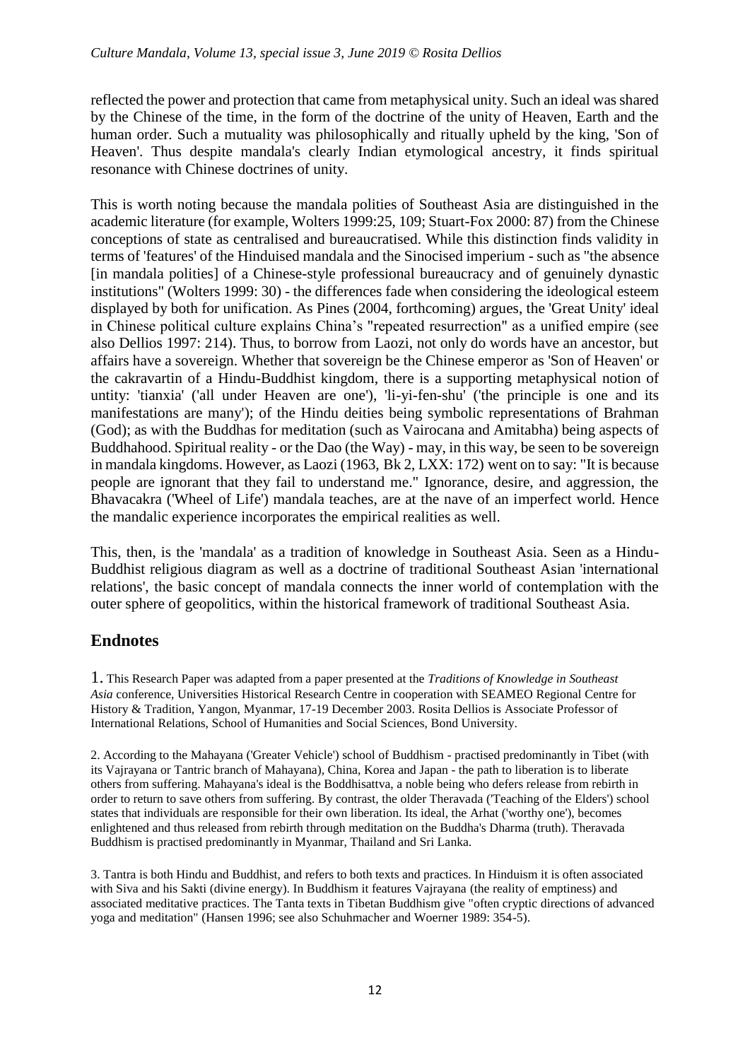reflected the power and protection that came from metaphysical unity. Such an ideal was shared by the Chinese of the time, in the form of the doctrine of the unity of Heaven, Earth and the human order. Such a mutuality was philosophically and ritually upheld by the king, 'Son of Heaven'. Thus despite mandala's clearly Indian etymological ancestry, it finds spiritual resonance with Chinese doctrines of unity.

This is worth noting because the mandala polities of Southeast Asia are distinguished in the academic literature (for example, Wolters 1999:25, 109; Stuart-Fox 2000: 87) from the Chinese conceptions of state as centralised and bureaucratised. While this distinction finds validity in terms of 'features' of the Hinduised mandala and the Sinocised imperium - such as "the absence [in mandala polities] of a Chinese-style professional bureaucracy and of genuinely dynastic institutions" (Wolters 1999: 30) - the differences fade when considering the ideological esteem displayed by both for unification. As Pines (2004, forthcoming) argues, the 'Great Unity' ideal in Chinese political culture explains China's "repeated resurrection" as a unified empire (see also Dellios 1997: 214). Thus, to borrow from Laozi, not only do words have an ancestor, but affairs have a sovereign. Whether that sovereign be the Chinese emperor as 'Son of Heaven' or the cakravartin of a Hindu-Buddhist kingdom, there is a supporting metaphysical notion of untity: 'tianxia' ('all under Heaven are one'), 'li-yi-fen-shu' ('the principle is one and its manifestations are many'); of the Hindu deities being symbolic representations of Brahman (God); as with the Buddhas for meditation (such as Vairocana and Amitabha) being aspects of Buddhahood. Spiritual reality - or the Dao (the Way) - may, in this way, be seen to be sovereign in mandala kingdoms. However, as Laozi (1963, Bk 2, LXX: 172) went on to say: "It is because people are ignorant that they fail to understand me." Ignorance, desire, and aggression, the Bhavacakra ('Wheel of Life') mandala teaches, are at the nave of an imperfect world. Hence the mandalic experience incorporates the empirical realities as well.

This, then, is the 'mandala' as a tradition of knowledge in Southeast Asia. Seen as a Hindu-Buddhist religious diagram as well as a doctrine of traditional Southeast Asian 'international relations', the basic concept of mandala connects the inner world of contemplation with the outer sphere of geopolitics, within the historical framework of traditional Southeast Asia.

## Endnotes

1. This Research Paper was adapted from a paper presented at the *Traditions of Knowledge in Southeast Asia* conference, Universities Historical Research Centre in cooperation with SEAMEO Regional Centre for History & Tradition, Yangon, Myanmar, 17-19 December 2003. Rosita Dellios is Associate Professor of International Relations, School of Humanities and Social Sciences, Bond University.

2. According to the Mahayana ('Greater Vehicle') school of Buddhism - practised predominantly in Tibet (with its Vajrayana or Tantric branch of Mahayana), China, Korea and Japan - the path to liberation is to liberate others from suffering. Mahayana's ideal is the Boddhisattva, a noble being who defers release from rebirth in order to return to save others from suffering. By contrast, the older Theravada ('Teaching of the Elders') school states that individuals are responsible for their own liberation. Its ideal, the Arhat ('worthy one'), becomes enlightened and thus released from rebirth through meditation on the Buddha's Dharma (truth). Theravada Buddhism is practised predominantly in Myanmar, Thailand and Sri Lanka.

3. Tantra is both Hindu and Buddhist, and refers to both texts and practices. In Hinduism it is often associated with Siva and his Sakti (divine energy). In Buddhism it features Vajrayana (the reality of emptiness) and associated meditative practices. The Tanta texts in Tibetan Buddhism give "often cryptic directions of advanced yoga and meditation" (Hansen 1996; see also Schuhmacher and Woerner 1989: 354-5).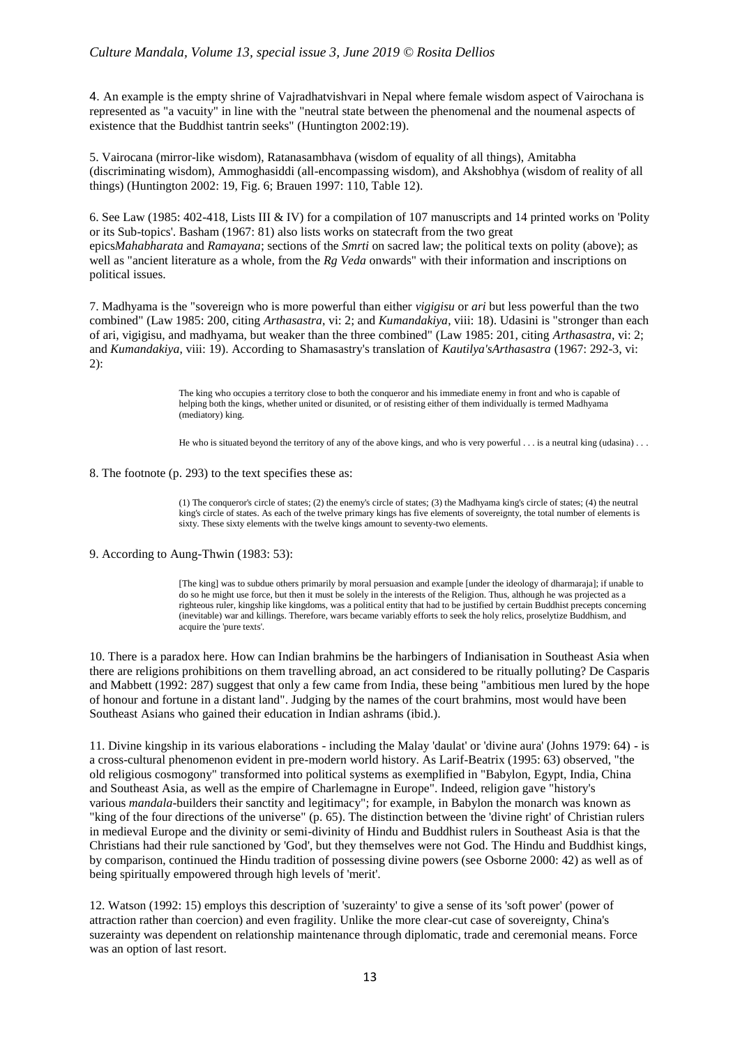4. An example is the empty shrine of Vajradhatvishvari in Nepal where female wisdom aspect of Vairochana is represented as "a vacuity" in line with the "neutral state between the phenomenal and the noumenal aspects of existence that the Buddhist tantrin seeks" (Huntington 2002:19).

5. Vairocana (mirror-like wisdom), Ratanasambhava (wisdom of equality of all things), Amitabha (discriminating wisdom), Ammoghasiddi (all-encompassing wisdom), and Akshobhya (wisdom of reality of all things) (Huntington 2002: 19, Fig. 6; Brauen 1997: 110, Table 12).

6. See Law (1985: 402-418, Lists III & IV) for a compilation of 107 manuscripts and 14 printed works on 'Polity or its Sub-topics'. Basham (1967: 81) also lists works on statecraft from the two great epics*Mahabharata* and *Ramayana*; sections of the *Smrti* on sacred law; the political texts on polity (above); as well as "ancient literature as a whole, from the *Rg Veda* onwards" with their information and inscriptions on political issues.

7. Madhyama is the "sovereign who is more powerful than either *vigigisu* or *ari* but less powerful than the two combined" (Law 1985: 200, citing *Arthasastra*, vi: 2; and *Kumandakiya*, viii: 18). Udasini is "stronger than each of ari, vigigisu, and madhyama, but weaker than the three combined" (Law 1985: 201, citing *Arthasastra*, vi: 2; and *Kumandakiya*, viii: 19). According to Shamasastry's translation of *Kautilya'sArthasastra* (1967: 292-3, vi: 2):

> The king who occupies a territory close to both the conqueror and his immediate enemy in front and who is capable of helping both the kings, whether united or disunited, or of resisting either of them individually is termed Madhyama (mediatory) king.
>
> He who is situated beyond the territory of any of the above kings, and who is very powerful . . . is a neutral king (udasina) . . .

8. The footnote (p. 293) to the text specifies these as:

> (1) The conqueror's circle of states; (2) the enemy's circle of states; (3) the Madhyama king's circle of states; (4) the neutral king's circle of states. As each of the twelve primary kings has five elements of sovereignty, the total number of elements is sixty. These sixty elements with the twelve kings amount to seventy-two elements.

9. According to Aung-Thwin (1983: 53):

> [The king] was to subdue others primarily by moral persuasion and example [under the ideology of dharmaraja]; if unable to do so he might use force, but then it must be solely in the interests of the Religion. Thus, although he was projected as a righteous ruler, kingship like kingdoms, was a political entity that had to be justified by certain Buddhist precepts concerning (inevitable) war and killings. Therefore, wars became variably efforts to seek the holy relics, proselytize Buddhism, and acquire the 'pure texts'.

10. There is a paradox here. How can Indian brahmins be the harbingers of Indianisation in Southeast Asia when there are religions prohibitions on them travelling abroad, an act considered to be ritually polluting? De Casparis and Mabbett (1992: 287) suggest that only a few came from India, these being "ambitious men lured by the hope of honour and fortune in a distant land". Judging by the names of the court brahmins, most would have been Southeast Asians who gained their education in Indian ashrams (ibid.).

11. Divine kingship in its various elaborations - including the Malay 'daulat' or 'divine aura' (Johns 1979: 64) - is a cross-cultural phenomenon evident in pre-modern world history. As Larif-Beatrix (1995: 63) observed, "the old religious cosmogony" transformed into political systems as exemplified in "Babylon, Egypt, India, China and Southeast Asia, as well as the empire of Charlemagne in Europe". Indeed, religion gave "history's various *mandala*-builders their sanctity and legitimacy"; for example, in Babylon the monarch was known as "king of the four directions of the universe" (p. 65). The distinction between the 'divine right' of Christian rulers in medieval Europe and the divinity or semi-divinity of Hindu and Buddhist rulers in Southeast Asia is that the Christians had their rule sanctioned by 'God', but they themselves were not God. The Hindu and Buddhist kings, by comparison, continued the Hindu tradition of possessing divine powers (see Osborne 2000: 42) as well as of being spiritually empowered through high levels of 'merit'.

12. Watson (1992: 15) employs this description of 'suzerainty' to give a sense of its 'soft power' (power of attraction rather than coercion) and even fragility. Unlike the more clear-cut case of sovereignty, China's suzerainty was dependent on relationship maintenance through diplomatic, trade and ceremonial means. Force was an option of last resort.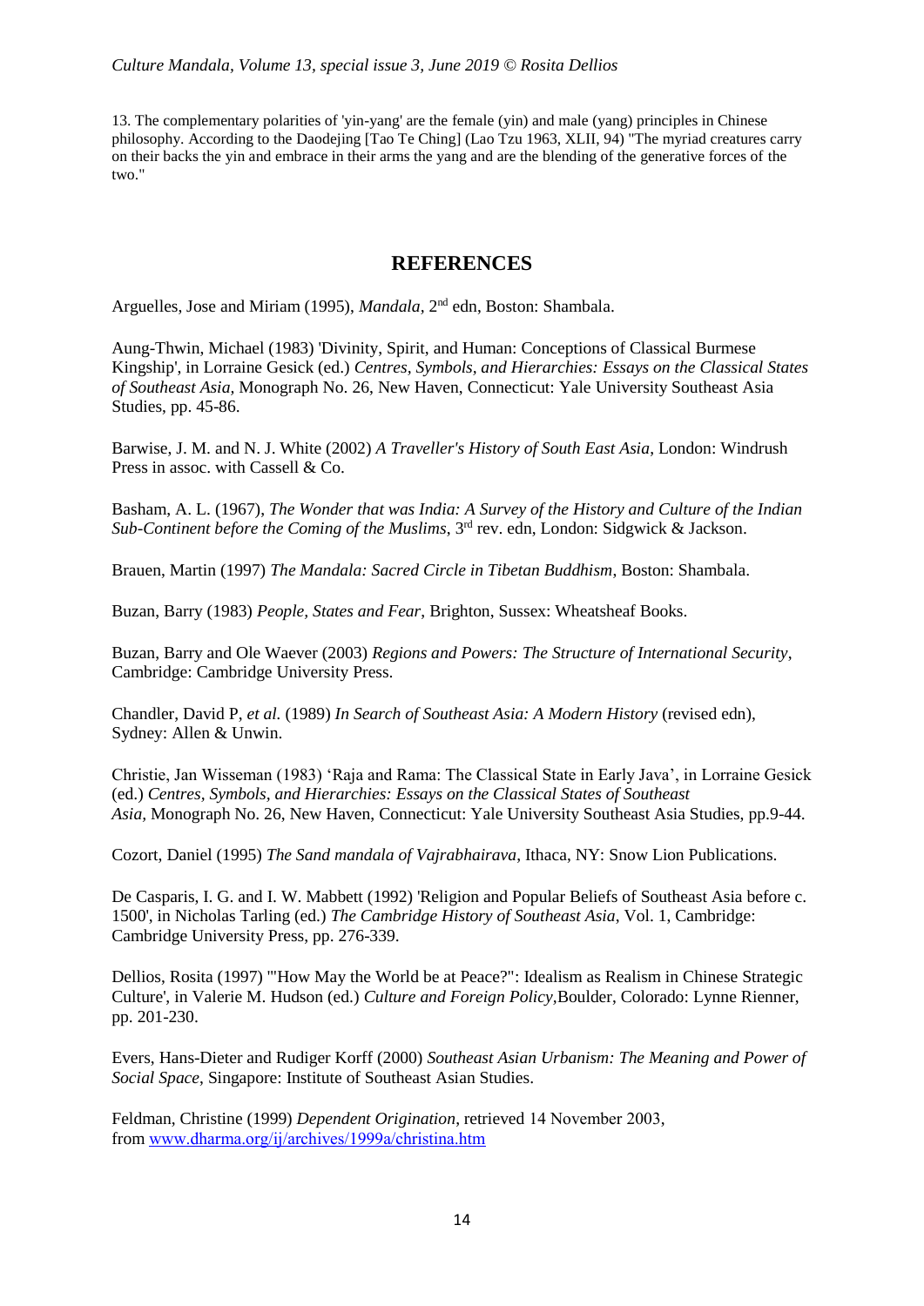13. The complementary polarities of 'yin-yang' are the female (yin) and male (yang) principles in Chinese philosophy. According to the Daodejing [Tao Te Ching] (Lao Tzu 1963, XLII, 94) "The myriad creatures carry on their backs the yin and embrace in their arms the yang and are the blending of the generative forces of the two."

## REFERENCES

Arguelles, Jose and Miriam (1995), *Mandala*, 2nd edn, Boston: Shambala.

Aung-Thwin, Michael (1983) 'Divinity, Spirit, and Human: Conceptions of Classical Burmese Kingship', in Lorraine Gesick (ed.) *Centres, Symbols, and Hierarchies: Essays on the Classical States of Southeast Asia*, Monograph No. 26, New Haven, Connecticut: Yale University Southeast Asia Studies, pp. 45-86.

Barwise, J. M. and N. J. White (2002) *A Traveller's History of South East Asia*, London: Windrush Press in assoc. with Cassell & Co.

Basham, A. L. (1967), *The Wonder that was India: A Survey of the History and Culture of the Indian Sub-Continent before the Coming of the Muslims*, 3rd rev. edn, London: Sidgwick & Jackson.

Brauen, Martin (1997) *The Mandala: Sacred Circle in Tibetan Buddhism*, Boston: Shambala.

Buzan, Barry (1983) *People, States and Fear*, Brighton, Sussex: Wheatsheaf Books.

Buzan, Barry and Ole Waever (2003) *Regions and Powers: The Structure of International Security*, Cambridge: Cambridge University Press.

Chandler, David P, *et al.* (1989) *In Search of Southeast Asia: A Modern History* (revised edn), Sydney: Allen & Unwin.

Christie, Jan Wisseman (1983) 'Raja and Rama: The Classical State in Early Java', in Lorraine Gesick (ed.) *Centres, Symbols, and Hierarchies: Essays on the Classical States of Southeast Asia*, Monograph No. 26, New Haven, Connecticut: Yale University Southeast Asia Studies, pp.9-44.

Cozort, Daniel (1995) *The Sand mandala of Vajrabhairava*, Ithaca, NY: Snow Lion Publications.

De Casparis, I. G. and I. W. Mabbett (1992) 'Religion and Popular Beliefs of Southeast Asia before c. 1500', in Nicholas Tarling (ed.) *The Cambridge History of Southeast Asia*, Vol. 1, Cambridge: Cambridge University Press, pp. 276-339.

Dellios, Rosita (1997) '"How May the World be at Peace?": Idealism as Realism in Chinese Strategic Culture', in Valerie M. Hudson (ed.) *Culture and Foreign Policy*,Boulder, Colorado: Lynne Rienner, pp. 201-230.

Evers, Hans-Dieter and Rudiger Korff (2000) *Southeast Asian Urbanism: The Meaning and Power of Social Space*, Singapore: Institute of Southeast Asian Studies.

Feldman, Christine (1999) *Dependent Origination*, retrieved 14 November 2003, from www.dharma.org/ij/archives/1999a/christina.htm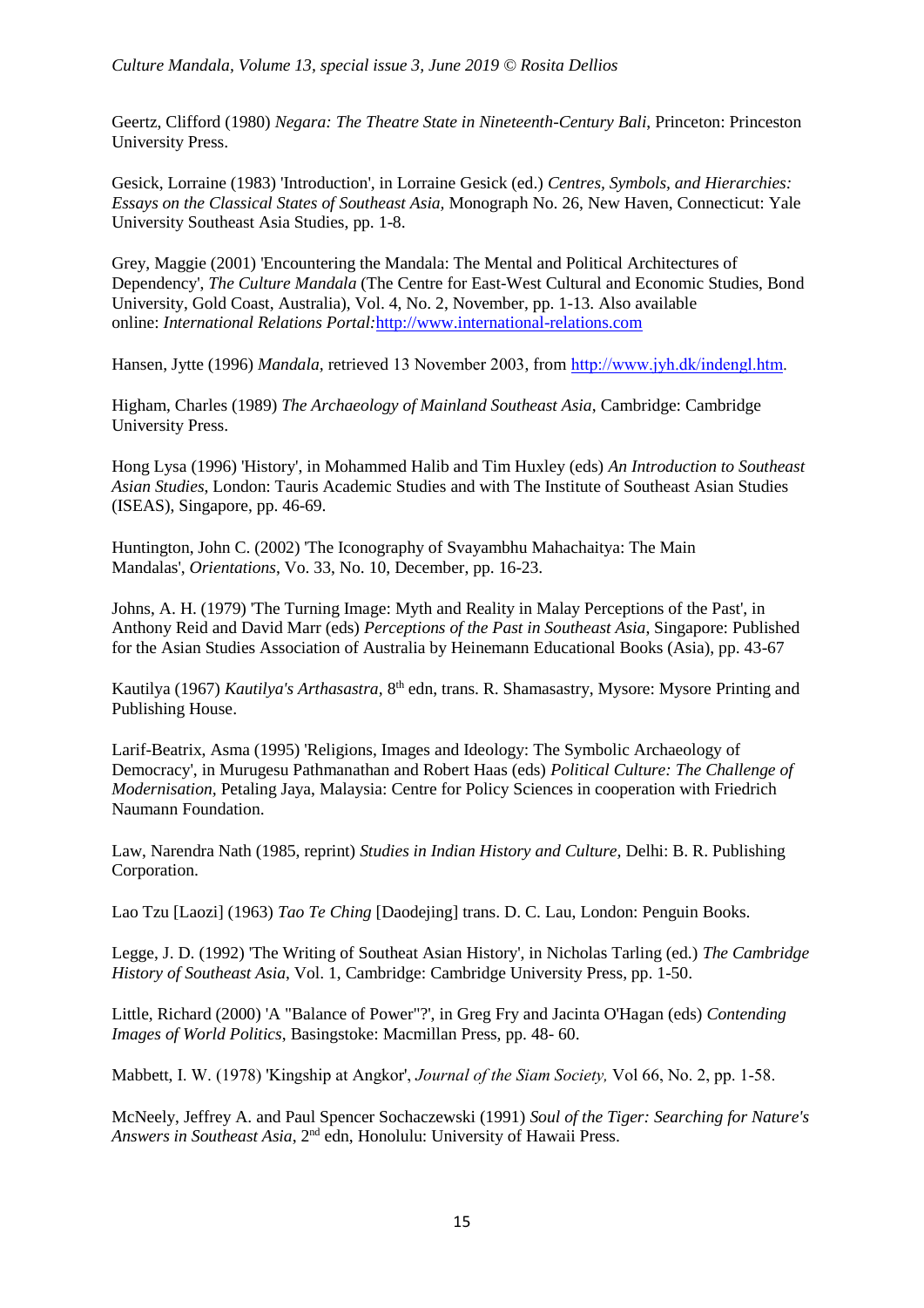Geertz, Clifford (1980) *Negara: The Theatre State in Nineteenth-Century Bali*, Princeton: Princeton University Press.

Gesick, Lorraine (1983) 'Introduction', in Lorraine Gesick (ed.) *Centres, Symbols, and Hierarchies: Essays on the Classical States of Southeast Asia,* Monograph No. 26, New Haven, Connecticut: Yale University Southeast Asia Studies, pp. 1-8.

Grey, Maggie (2001) 'Encountering the Mandala: The Mental and Political Architectures of Dependency', *The Culture Mandala* (The Centre for East-West Cultural and Economic Studies, Bond University, Gold Coast, Australia), Vol. 4, No. 2, November, pp. 1-13. Also available online: *International Relations Portal:*http://www.international-relations.com

Hansen, Jytte (1996) *Mandala*, retrieved 13 November 2003, from http://www.jyh.dk/indengl.htm.

Higham, Charles (1989) *The Archaeology of Mainland Southeast Asia*, Cambridge: Cambridge University Press.

Hong Lysa (1996) 'History', in Mohammed Halib and Tim Huxley (eds) *An Introduction to Southeast Asian Studies*, London: Tauris Academic Studies and with The Institute of Southeast Asian Studies (ISEAS), Singapore, pp. 46-69.

Huntington, John C. (2002) 'The Iconography of Svayambhu Mahachaitya: The Main Mandalas', *Orientations*, Vo. 33, No. 10, December, pp. 16-23.

Johns, A. H. (1979) 'The Turning Image: Myth and Reality in Malay Perceptions of the Past', in Anthony Reid and David Marr (eds) *Perceptions of the Past in Southeast Asia*, Singapore: Published for the Asian Studies Association of Australia by Heinemann Educational Books (Asia), pp. 43-67

Kautilya (1967) *Kautilya's Arthasastra*, 8th edn, trans. R. Shamasastry, Mysore: Mysore Printing and Publishing House.

Larif-Beatrix, Asma (1995) 'Religions, Images and Ideology: The Symbolic Archaeology of Democracy', in Murugesu Pathmanathan and Robert Haas (eds) *Political Culture: The Challenge of Modernisation*, Petaling Jaya, Malaysia: Centre for Policy Sciences in cooperation with Friedrich Naumann Foundation.

Law, Narendra Nath (1985, reprint) *Studies in Indian History and Culture,* Delhi: B. R. Publishing Corporation.

Lao Tzu [Laozi] (1963) *Tao Te Ching* [Daodejing] trans. D. C. Lau, London: Penguin Books.

Legge, J. D. (1992) 'The Writing of Southeat Asian History', in Nicholas Tarling (ed.) *The Cambridge History of Southeast Asia*, Vol. 1, Cambridge: Cambridge University Press, pp. 1-50.

Little, Richard (2000) 'A "Balance of Power"?', in Greg Fry and Jacinta O'Hagan (eds) *Contending Images of World Politics*, Basingstoke: Macmillan Press, pp. 48- 60.

Mabbett, I. W. (1978) 'Kingship at Angkor', *Journal of the Siam Society,* Vol 66, No. 2, pp. 1-58.

McNeely, Jeffrey A. and Paul Spencer Sochaczewski (1991) *Soul of the Tiger: Searching for Nature's Answers in Southeast Asia*, 2nd edn, Honolulu: University of Hawaii Press.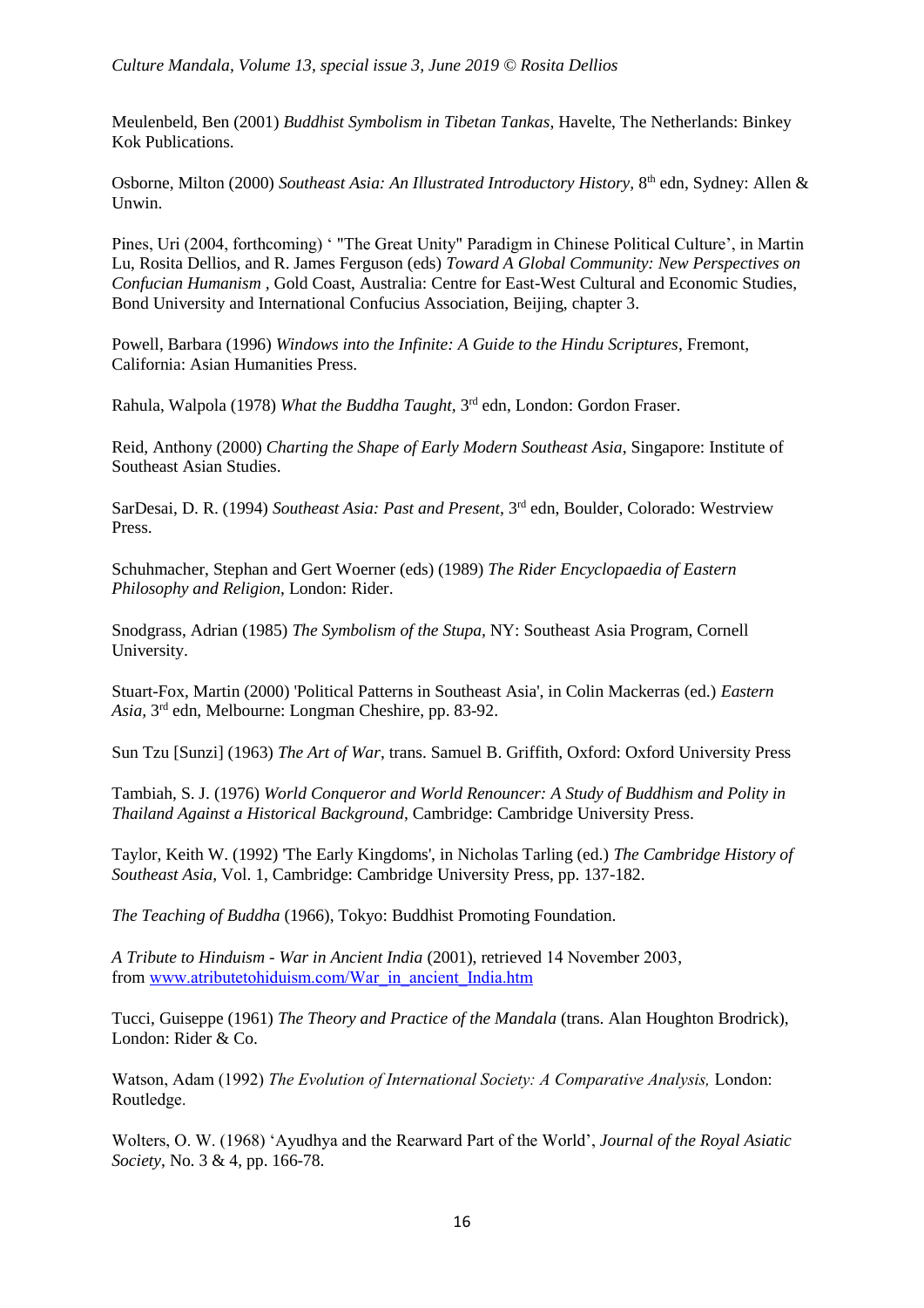Meulenbeld, Ben (2001) *Buddhist Symbolism in Tibetan Tankas*, Havelte, The Netherlands: Binkey Kok Publications.

Osborne, Milton (2000) *Southeast Asia: An Illustrated Introductory History,* 8th edn, Sydney: Allen & Unwin.

Pines, Uri (2004, forthcoming) ' "The Great Unity" Paradigm in Chinese Political Culture', in Martin Lu, Rosita Dellios, and R. James Ferguson (eds) *Toward A Global Community: New Perspectives on Confucian Humanism* , Gold Coast, Australia: Centre for East-West Cultural and Economic Studies, Bond University and International Confucius Association, Beijing, chapter 3.

Powell, Barbara (1996) *Windows into the Infinite: A Guide to the Hindu Scriptures*, Fremont, California: Asian Humanities Press.

Rahula, Walpola (1978) *What the Buddha Taught*, 3rd edn, London: Gordon Fraser.

Reid, Anthony (2000) *Charting the Shape of Early Modern Southeast Asia*, Singapore: Institute of Southeast Asian Studies.

SarDesai, D. R. (1994) *Southeast Asia: Past and Present*, 3rd edn, Boulder, Colorado: Westrview Press.

Schuhmacher, Stephan and Gert Woerner (eds) (1989) *The Rider Encyclopaedia of Eastern Philosophy and Religion*, London: Rider.

Snodgrass, Adrian (1985) *The Symbolism of the Stupa*, NY: Southeast Asia Program, Cornell University.

Stuart-Fox, Martin (2000) 'Political Patterns in Southeast Asia', in Colin Mackerras (ed.) *Eastern Asia*, 3rd edn, Melbourne: Longman Cheshire, pp. 83-92.

Sun Tzu [Sunzi] (1963) *The Art of War*, trans. Samuel B. Griffith, Oxford: Oxford University Press

Tambiah, S. J. (1976) *World Conqueror and World Renouncer: A Study of Buddhism and Polity in Thailand Against a Historical Background*, Cambridge: Cambridge University Press.

Taylor, Keith W. (1992) 'The Early Kingdoms', in Nicholas Tarling (ed.) *The Cambridge History of Southeast Asia*, Vol. 1, Cambridge: Cambridge University Press, pp. 137-182.

*The Teaching of Buddha* (1966), Tokyo: Buddhist Promoting Foundation.

*A Tribute to Hinduism - War in Ancient India* (2001), retrieved 14 November 2003, from www.atributetohiduism.com/War_in_ancient_India.htm

Tucci, Guiseppe (1961) *The Theory and Practice of the Mandala* (trans. Alan Houghton Brodrick), London: Rider & Co.

Watson, Adam (1992) *The Evolution of International Society: A Comparative Analysis,* London: Routledge.

Wolters, O. W. (1968) 'Ayudhya and the Rearward Part of the World', *Journal of the Royal Asiatic Society*, No. 3 & 4, pp. 166-78.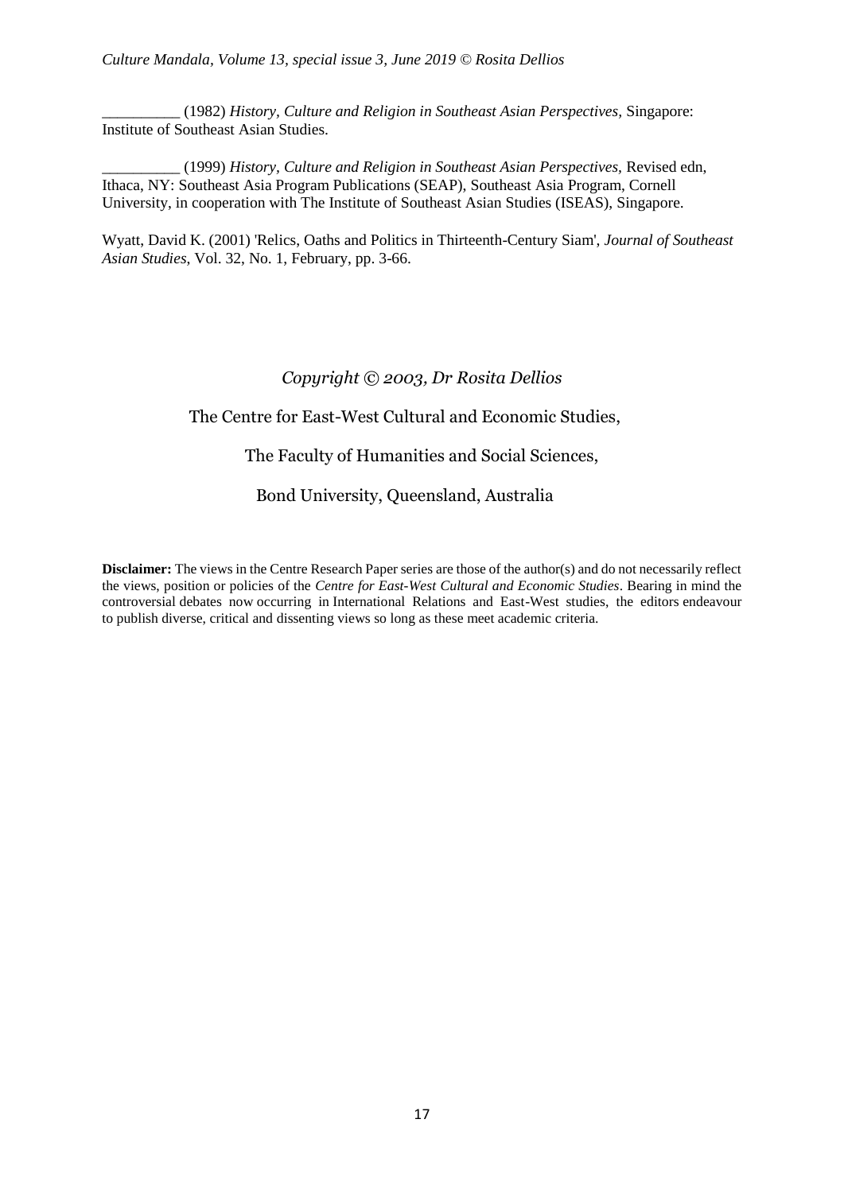__________ (1982) *History, Culture and Religion in Southeast Asian Perspectives*, Singapore: Institute of Southeast Asian Studies.

__________ (1999) *History, Culture and Religion in Southeast Asian Perspectives,* Revised edn, Ithaca, NY: Southeast Asia Program Publications (SEAP), Southeast Asia Program, Cornell University, in cooperation with The Institute of Southeast Asian Studies (ISEAS), Singapore.

Wyatt, David K. (2001) 'Relics, Oaths and Politics in Thirteenth-Century Siam', *Journal of Southeast Asian Studies*, Vol. 32, No. 1, February, pp. 3-66.

*Copyright © 2003, Dr Rosita Dellios*

The Centre for East-West Cultural and Economic Studies,

The Faculty of Humanities and Social Sciences,

Bond University, Queensland, Australia

**Disclaimer:** The views in the Centre Research Paper series are those of the author(s) and do not necessarily reflect the views, position or policies of the *Centre for East-West Cultural and Economic Studies*. Bearing in mind the controversial debates now occurring in International Relations and East-West studies, the editors endeavour to publish diverse, critical and dissenting views so long as these meet academic criteria.